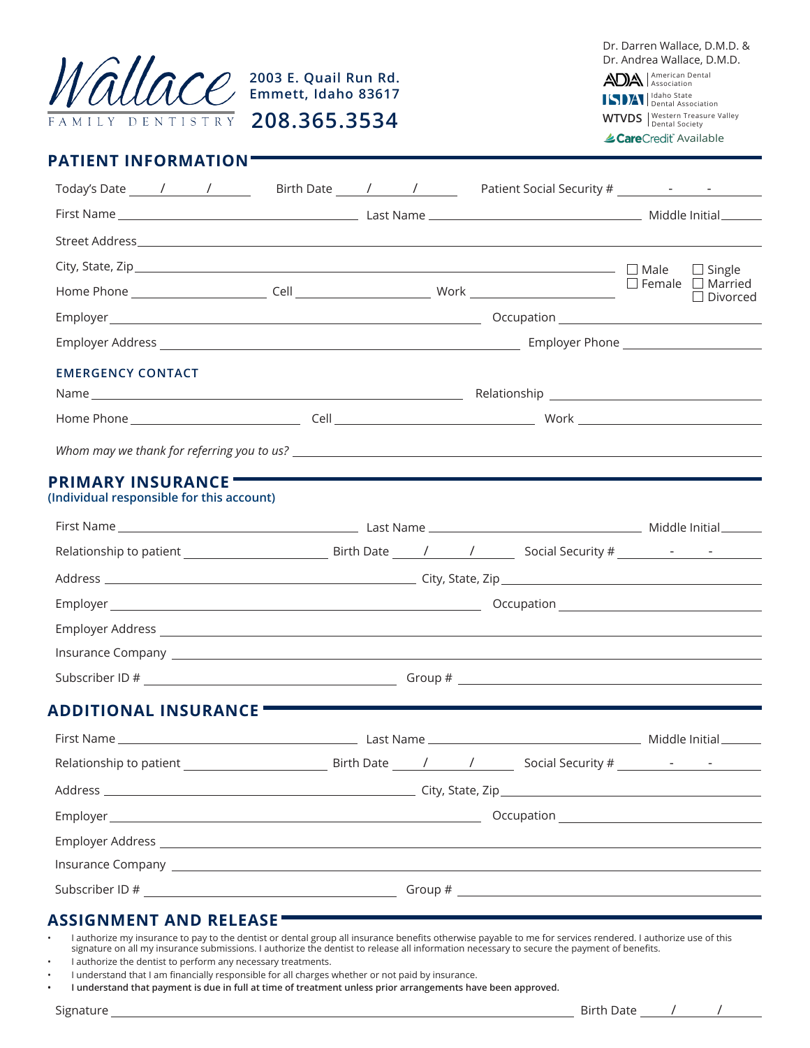# Wallace FAMILY DENTISTRY

**2003 E. Quail Run Rd.**
**Emmett, Idaho 83617**
**208.365.3534**

Dr. Darren Wallace, D.M.D. &
Dr. Andrea Wallace, D.M.D.

ADA | American Dental Association
ISDA | Idaho State Dental Association
WTVDS | Western Treasure Valley Dental Society
CareCredit Available

## PATIENT INFORMATION

Today's Date ____/____/____ Birth Date ____/____/____ Patient Social Security # ____-____-____

First Name ____________ Last Name ____________ Middle Initial ____

Street Address ____________

City, State, Zip ____________ ☐ Male ☐ Female ☐ Single ☐ Married ☐ Divorced

Home Phone ____________ Cell ____________ Work ____________

Employer ____________ Occupation ____________

Employer Address ____________ Employer Phone ____________

### EMERGENCY CONTACT

Name ____________ Relationship ____________

Home Phone ____________ Cell ____________ Work ____________

*Whom may we thank for referring you to us?* ____________

## PRIMARY INSURANCE

**(Individual responsible for this account)**

First Name ____________ Last Name ____________ Middle Initial ____

Relationship to patient ____________ Birth Date ____/____/____ Social Security # ____-____-____

Address ____________ City, State, Zip ____________

Employer ____________ Occupation ____________

Employer Address ____________

Insurance Company ____________

Subscriber ID # ____________ Group # ____________

## ADDITIONAL INSURANCE

First Name ____________ Last Name ____________ Middle Initial ____

Relationship to patient ____________ Birth Date ____/____/____ Social Security # ____-____-____

Address ____________ City, State, Zip ____________

Employer ____________ Occupation ____________

Employer Address ____________

Insurance Company ____________

Subscriber ID # ____________ Group # ____________

## ASSIGNMENT AND RELEASE

- I authorize my insurance to pay to the dentist or dental group all insurance benefits otherwise payable to me for services rendered. I authorize use of this signature on all my insurance submissions. I authorize the dentist to release all information necessary to secure the payment of benefits.
- I authorize the dentist to perform any necessary treatments.
- I understand that I am financially responsible for all charges whether or not paid by insurance.
- **I understand that payment is due in full at time of treatment unless prior arrangements have been approved.**

Signature ____________ Birth Date ____/____/____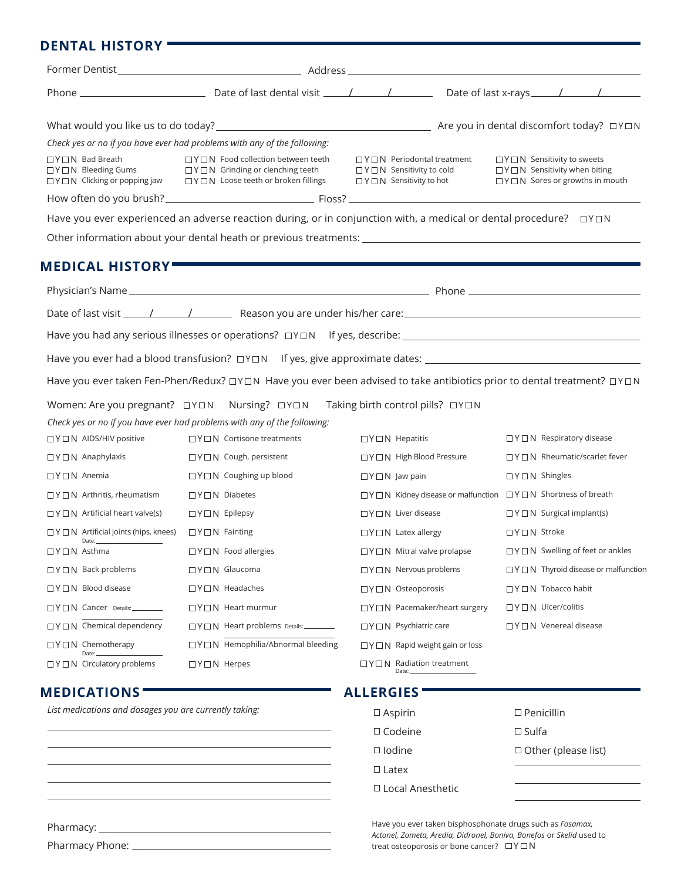## DENTAL HISTORY

Former Dentist ______________________ Address ______________________

Phone ______________ Date of last dental visit ____/____/____ Date of last x-rays ____/____/____

What would you like us to do today? ______________________ Are you in dental discomfort today? ☐Y☐N

*Check yes or no if you have ever had problems with any of the following:*

| | | | |
|---|---|---|---|
| ☐Y☐N Bad Breath | ☐Y☐N Food collection between teeth | ☐Y☐N Periodontal treatment | ☐Y☐N Sensitivity to sweets |
| ☐Y☐N Bleeding Gums | ☐Y☐N Grinding or clenching teeth | ☐Y☐N Sensitivity to cold | ☐Y☐N Sensitivity when biting |
| ☐Y☐N Clicking or popping jaw | ☐Y☐N Loose teeth or broken fillings | ☐Y☐N Sensitivity to hot | ☐Y☐N Sores or growths in mouth |

How often do you brush? ______________________ Floss? ______________________

Have you ever experienced an adverse reaction during, or in conjunction with, a medical or dental procedure? ☐Y☐N

Other information about your dental heath or previous treatments: ______________________

## MEDICAL HISTORY

Physician's Name ______________________ Phone ______________________

Date of last visit ____/____/____ Reason you are under his/her care: ______________________

Have you had any serious illnesses or operations? ☐Y☐N If yes, describe: ______________________

Have you ever had a blood transfusion? ☐Y☐N If yes, give approximate dates: ______________________

Have you ever taken Fen-Phen/Redux? ☐Y☐N Have you ever been advised to take antibiotics prior to dental treatment? ☐Y☐N

Women: Are you pregnant? ☐Y☐N Nursing? ☐Y☐N Taking birth control pills? ☐Y☐N

*Check yes or no if you have ever had problems with any of the following:*

| | | | |
|---|---|---|---|
| ☐Y☐N AIDS/HIV positive | ☐Y☐N Cortisone treatments | ☐Y☐N Hepatitis | ☐Y☐N Respiratory disease |
| ☐Y☐N Anaphylaxis | ☐Y☐N Cough, persistent | ☐Y☐N High Blood Pressure | ☐Y☐N Rheumatic/scarlet fever |
| ☐Y☐N Anemia | ☐Y☐N Coughing up blood | ☐Y☐N Jaw pain | ☐Y☐N Shingles |
| ☐Y☐N Arthritis, rheumatism | ☐Y☐N Diabetes | ☐Y☐N Kidney disease or malfunction | ☐Y☐N Shortness of breath |
| ☐Y☐N Artificial heart valve(s) | ☐Y☐N Epilepsy | ☐Y☐N Liver disease | ☐Y☐N Surgical implant(s) |
| ☐Y☐N Artificial joints (hips, knees) Date: ________ | ☐Y☐N Fainting | ☐Y☐N Latex allergy | ☐Y☐N Stroke |
| ☐Y☐N Asthma | ☐Y☐N Food allergies | ☐Y☐N Mitral valve prolapse | ☐Y☐N Swelling of feet or ankles |
| ☐Y☐N Back problems | ☐Y☐N Glaucoma | ☐Y☐N Nervous problems | ☐Y☐N Thyroid disease or malfunction |
| ☐Y☐N Blood disease | ☐Y☐N Headaches | ☐Y☐N Osteoporosis | ☐Y☐N Tobacco habit |
| ☐Y☐N Cancer Details: ________ | ☐Y☐N Heart murmur | ☐Y☐N Pacemaker/heart surgery | ☐Y☐N Ulcer/colitis |
| ☐Y☐N Chemical dependency | ☐Y☐N Heart problems Details: ________ | ☐Y☐N Psychiatric care | ☐Y☐N Venereal disease |
| ☐Y☐N Chemotherapy Date: ________ | ☐Y☐N Hemophilia/Abnormal bleeding | ☐Y☐N Rapid weight gain or loss | |
| ☐Y☐N Circulatory problems | ☐Y☐N Herpes | ☐Y☐N Radiation treatment Date: ________ | |

## MEDICATIONS

*List medications and dosages you are currently taking:*

______________________

______________________

______________________

______________________

______________________

Pharmacy: ______________________

Pharmacy Phone: ______________________

## ALLERGIES

- ☐ Aspirin
- ☐ Codeine
- ☐ Iodine
- ☐ Latex
- ☐ Local Anesthetic
- ☐ Penicillin
- ☐ Sulfa
- ☐ Other (please list)

______________________

______________________

______________________

Have you ever taken bisphosphonate drugs such as *Fosamax, Actonel, Zometa, Aredia, Didronel, Boniva, Bonefos* or *Skelid* used to treat osteoporosis or bone cancer? ☐Y☐N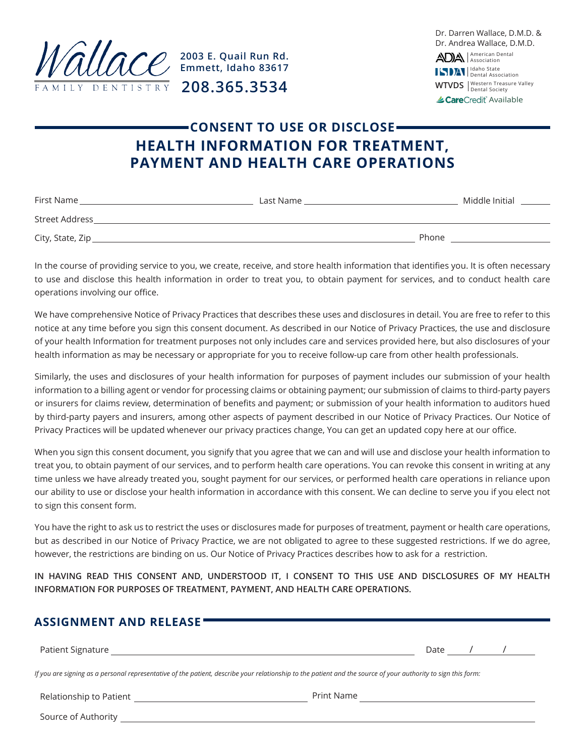Wallace FAMILY DENTISTRY

2003 E. Quail Run Rd.
Emmett, Idaho 83617

208.365.3534

Dr. Darren Wallace, D.M.D. &
Dr. Andrea Wallace, D.M.D.

ADA | American Dental Association
ISDA | Idaho State Dental Association
WTVDS | Western Treasure Valley Dental Society
CareCredit Available

# CONSENT TO USE OR DISCLOSE HEALTH INFORMATION FOR TREATMENT, PAYMENT AND HEALTH CARE OPERATIONS

First Name ______________________ Last Name ______________________ Middle Initial ______

Street Address ______________________________________________

City, State, Zip ______________________________ Phone ______________

In the course of providing service to you, we create, receive, and store health information that identifies you. It is often necessary to use and disclose this health information in order to treat you, to obtain payment for services, and to conduct health care operations involving our office.

We have comprehensive Notice of Privacy Practices that describes these uses and disclosures in detail. You are free to refer to this notice at any time before you sign this consent document. As described in our Notice of Privacy Practices, the use and disclosure of your health Information for treatment purposes not only includes care and services provided here, but also disclosures of your health information as may be necessary or appropriate for you to receive follow-up care from other health professionals.

Similarly, the uses and disclosures of your health information for purposes of payment includes our submission of your health information to a billing agent or vendor for processing claims or obtaining payment; our submission of claims to third-party payers or insurers for claims review, determination of benefits and payment; or submission of your health information to auditors hued by third-party payers and insurers, among other aspects of payment described in our Notice of Privacy Practices. Our Notice of Privacy Practices will be updated whenever our privacy practices change, You can get an updated copy here at our office.

When you sign this consent document, you signify that you agree that we can and will use and disclose your health information to treat you, to obtain payment of our services, and to perform health care operations. You can revoke this consent in writing at any time unless we have already treated you, sought payment for our services, or performed health care operations in reliance upon our ability to use or disclose your health information in accordance with this consent. We can decline to serve you if you elect not to sign this consent form.

You have the right to ask us to restrict the uses or disclosures made for purposes of treatment, payment or health care operations, but as described in our Notice of Privacy Practice, we are not obligated to agree to these suggested restrictions. If we do agree, however, the restrictions are binding on us. Our Notice of Privacy Practices describes how to ask for a restriction.

**IN HAVING READ THIS CONSENT AND, UNDERSTOOD IT, I CONSENT TO THIS USE AND DISCLOSURES OF MY HEALTH INFORMATION FOR PURPOSES OF TREATMENT, PAYMENT, AND HEALTH CARE OPERATIONS.**

## ASSIGNMENT AND RELEASE

Patient Signature ______________________________ Date ____ / ____ / ____

*If you are signing as a personal representative of the patient, describe your relationship to the patient and the source of your authority to sign this form:*

Relationship to Patient ______________________ Print Name ______________________

Source of Authority ______________________________________________